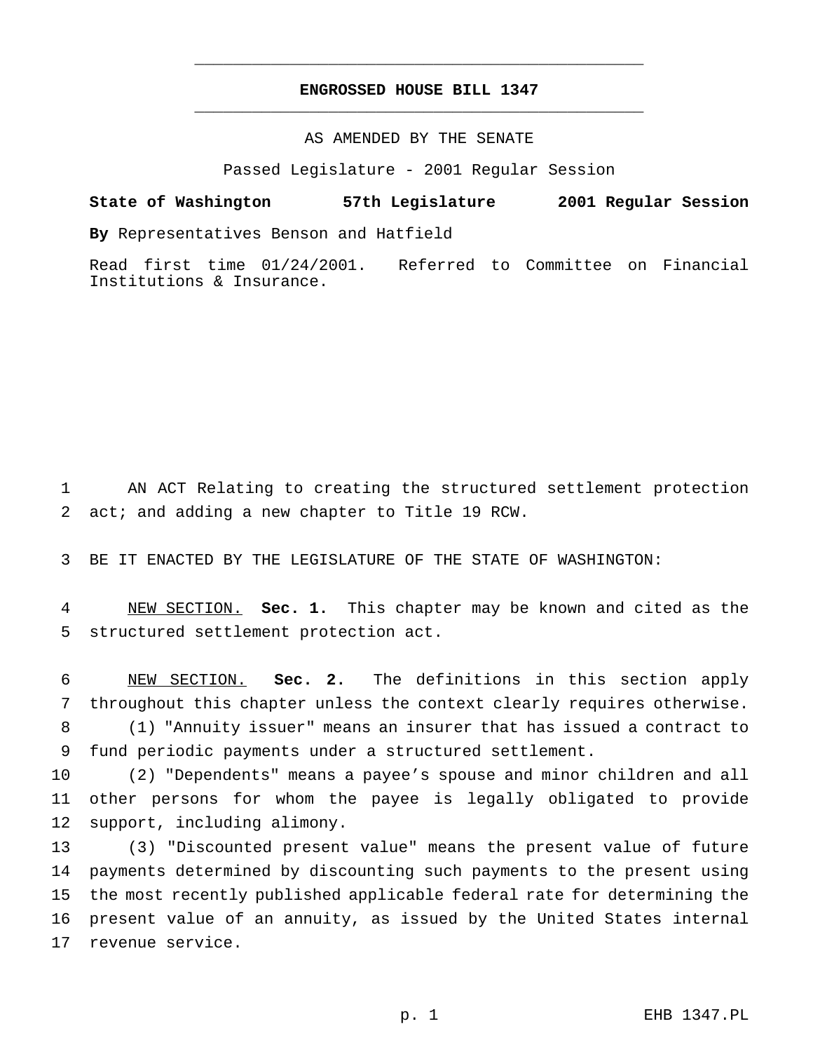# ENGROSSED HOUSE BILL 1347

AS AMENDED BY THE SENATE

Passed Legislature - 2001 Regular Session

**State of Washington 57th Legislature 2001 Regular Session**

**By** Representatives Benson and Hatfield

Read first time 01/24/2001. Referred to Committee on Financial Institutions & Insurance.

AN ACT Relating to creating the structured settlement protection act; and adding a new chapter to Title 19 RCW.

BE IT ENACTED BY THE LEGISLATURE OF THE STATE OF WASHINGTON:

NEW SECTION. **Sec. 1.** This chapter may be known and cited as the structured settlement protection act.

NEW SECTION. **Sec. 2.** The definitions in this section apply throughout this chapter unless the context clearly requires otherwise.

(1) "Annuity issuer" means an insurer that has issued a contract to fund periodic payments under a structured settlement.

(2) "Dependents" means a payee's spouse and minor children and all other persons for whom the payee is legally obligated to provide support, including alimony.

(3) "Discounted present value" means the present value of future payments determined by discounting such payments to the present using the most recently published applicable federal rate for determining the present value of an annuity, as issued by the United States internal revenue service.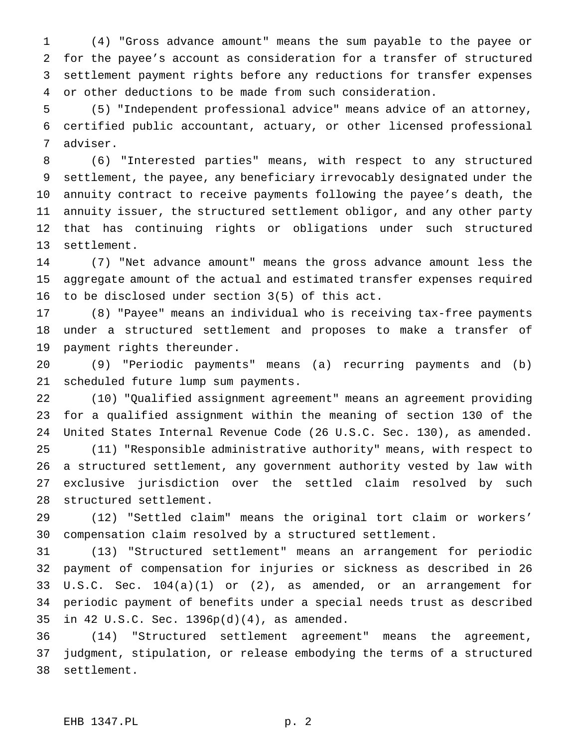(4) "Gross advance amount" means the sum payable to the payee or for the payee's account as consideration for a transfer of structured settlement payment rights before any reductions for transfer expenses or other deductions to be made from such consideration.

(5) "Independent professional advice" means advice of an attorney, certified public accountant, actuary, or other licensed professional adviser.

(6) "Interested parties" means, with respect to any structured settlement, the payee, any beneficiary irrevocably designated under the annuity contract to receive payments following the payee's death, the annuity issuer, the structured settlement obligor, and any other party that has continuing rights or obligations under such structured settlement.

(7) "Net advance amount" means the gross advance amount less the aggregate amount of the actual and estimated transfer expenses required to be disclosed under section 3(5) of this act.

(8) "Payee" means an individual who is receiving tax-free payments under a structured settlement and proposes to make a transfer of payment rights thereunder.

(9) "Periodic payments" means (a) recurring payments and (b) scheduled future lump sum payments.

(10) "Qualified assignment agreement" means an agreement providing for a qualified assignment within the meaning of section 130 of the United States Internal Revenue Code (26 U.S.C. Sec. 130), as amended.

(11) "Responsible administrative authority" means, with respect to a structured settlement, any government authority vested by law with exclusive jurisdiction over the settled claim resolved by such structured settlement.

(12) "Settled claim" means the original tort claim or workers' compensation claim resolved by a structured settlement.

(13) "Structured settlement" means an arrangement for periodic payment of compensation for injuries or sickness as described in 26 U.S.C. Sec. 104(a)(1) or (2), as amended, or an arrangement for periodic payment of benefits under a special needs trust as described in 42 U.S.C. Sec. 1396p(d)(4), as amended.

(14) "Structured settlement agreement" means the agreement, judgment, stipulation, or release embodying the terms of a structured settlement.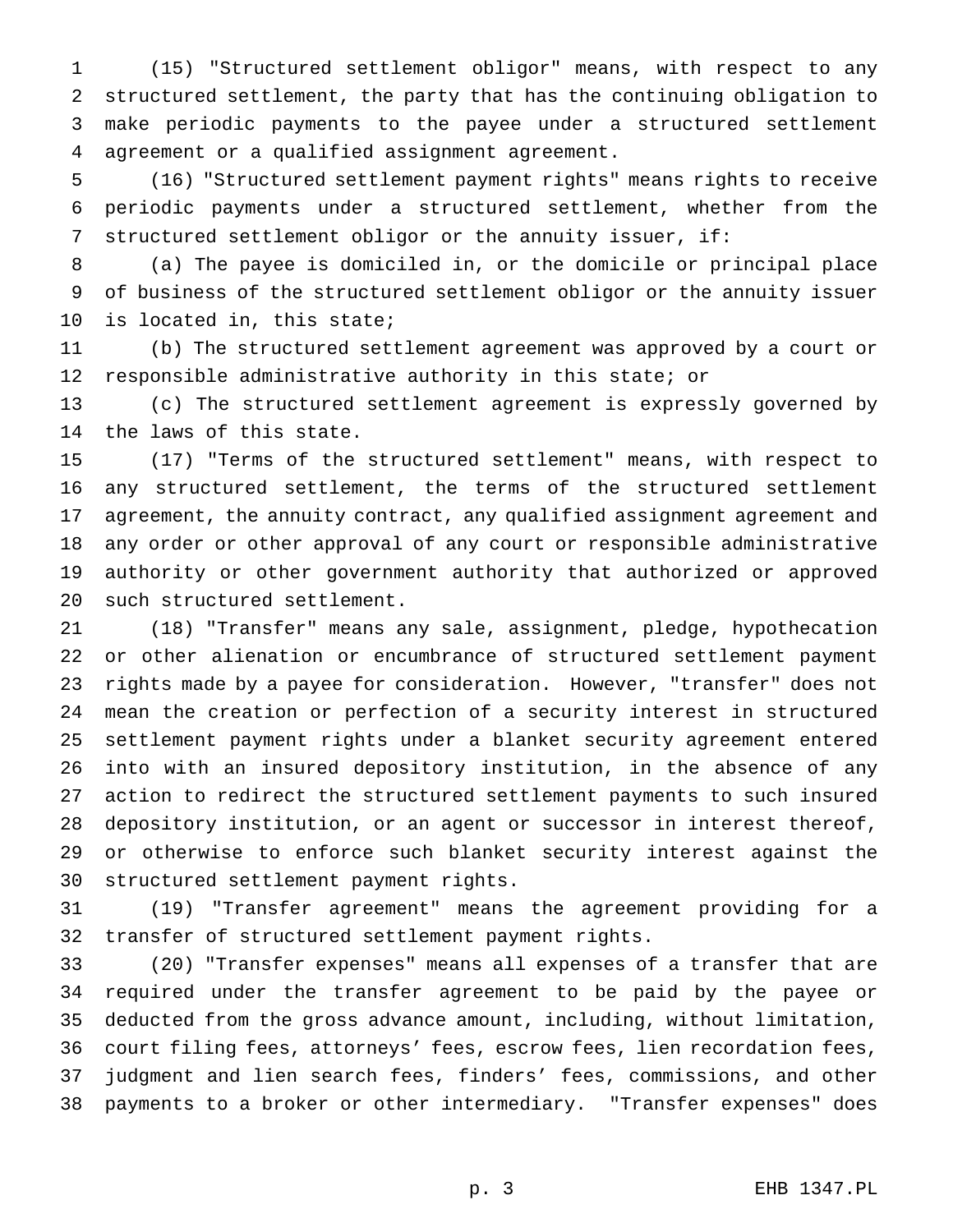(15) "Structured settlement obligor" means, with respect to any structured settlement, the party that has the continuing obligation to make periodic payments to the payee under a structured settlement agreement or a qualified assignment agreement.

(16) "Structured settlement payment rights" means rights to receive periodic payments under a structured settlement, whether from the structured settlement obligor or the annuity issuer, if:

(a) The payee is domiciled in, or the domicile or principal place of business of the structured settlement obligor or the annuity issuer is located in, this state;

(b) The structured settlement agreement was approved by a court or responsible administrative authority in this state; or

(c) The structured settlement agreement is expressly governed by the laws of this state.

(17) "Terms of the structured settlement" means, with respect to any structured settlement, the terms of the structured settlement agreement, the annuity contract, any qualified assignment agreement and any order or other approval of any court or responsible administrative authority or other government authority that authorized or approved such structured settlement.

(18) "Transfer" means any sale, assignment, pledge, hypothecation or other alienation or encumbrance of structured settlement payment rights made by a payee for consideration. However, "transfer" does not mean the creation or perfection of a security interest in structured settlement payment rights under a blanket security agreement entered into with an insured depository institution, in the absence of any action to redirect the structured settlement payments to such insured depository institution, or an agent or successor in interest thereof, or otherwise to enforce such blanket security interest against the structured settlement payment rights.

(19) "Transfer agreement" means the agreement providing for a transfer of structured settlement payment rights.

(20) "Transfer expenses" means all expenses of a transfer that are required under the transfer agreement to be paid by the payee or deducted from the gross advance amount, including, without limitation, court filing fees, attorneys' fees, escrow fees, lien recordation fees, judgment and lien search fees, finders' fees, commissions, and other payments to a broker or other intermediary. "Transfer expenses" does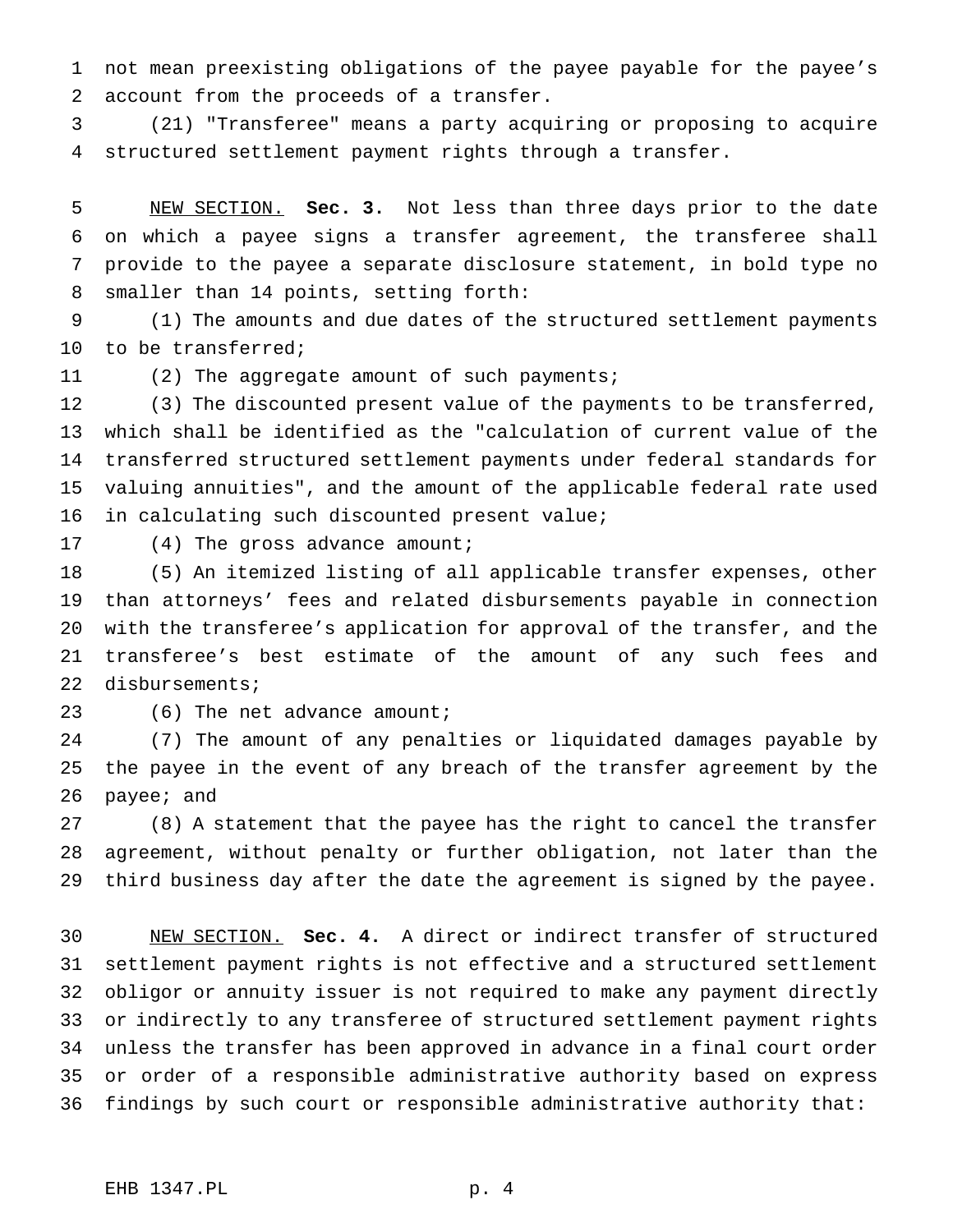not mean preexisting obligations of the payee payable for the payee's account from the proceeds of a transfer.

(21) "Transferee" means a party acquiring or proposing to acquire structured settlement payment rights through a transfer.

NEW SECTION. **Sec. 3.** Not less than three days prior to the date on which a payee signs a transfer agreement, the transferee shall provide to the payee a separate disclosure statement, in bold type no smaller than 14 points, setting forth:

(1) The amounts and due dates of the structured settlement payments to be transferred;

(2) The aggregate amount of such payments;

(3) The discounted present value of the payments to be transferred, which shall be identified as the "calculation of current value of the transferred structured settlement payments under federal standards for valuing annuities", and the amount of the applicable federal rate used in calculating such discounted present value;

(4) The gross advance amount;

(5) An itemized listing of all applicable transfer expenses, other than attorneys' fees and related disbursements payable in connection with the transferee's application for approval of the transfer, and the transferee's best estimate of the amount of any such fees and disbursements;

(6) The net advance amount;

(7) The amount of any penalties or liquidated damages payable by the payee in the event of any breach of the transfer agreement by the payee; and

(8) A statement that the payee has the right to cancel the transfer agreement, without penalty or further obligation, not later than the third business day after the date the agreement is signed by the payee.

NEW SECTION. **Sec. 4.** A direct or indirect transfer of structured settlement payment rights is not effective and a structured settlement obligor or annuity issuer is not required to make any payment directly or indirectly to any transferee of structured settlement payment rights unless the transfer has been approved in advance in a final court order or order of a responsible administrative authority based on express findings by such court or responsible administrative authority that: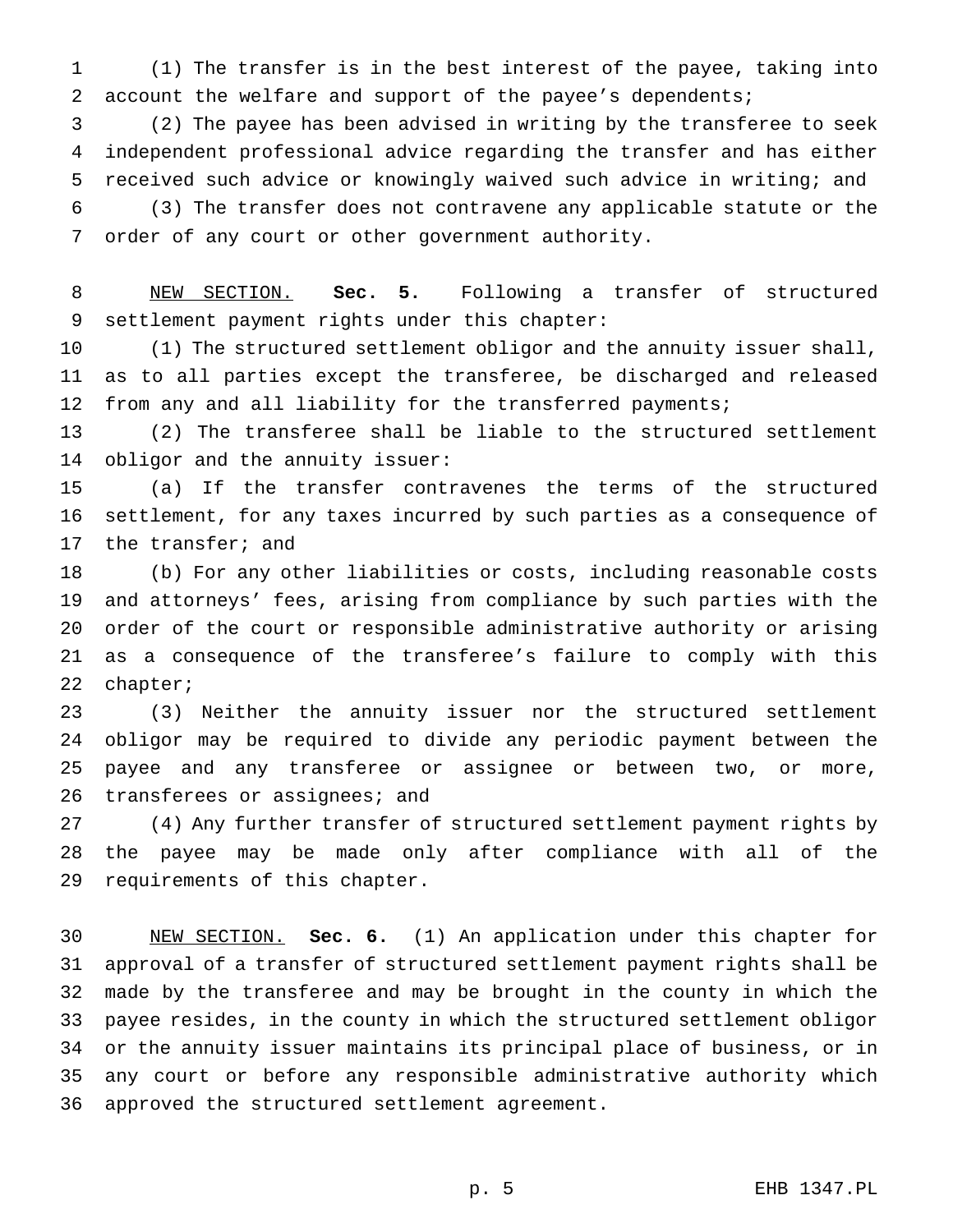(1) The transfer is in the best interest of the payee, taking into account the welfare and support of the payee's dependents;

(2) The payee has been advised in writing by the transferee to seek independent professional advice regarding the transfer and has either received such advice or knowingly waived such advice in writing; and

(3) The transfer does not contravene any applicable statute or the order of any court or other government authority.

NEW SECTION. **Sec. 5.** Following a transfer of structured settlement payment rights under this chapter:

(1) The structured settlement obligor and the annuity issuer shall, as to all parties except the transferee, be discharged and released from any and all liability for the transferred payments;

(2) The transferee shall be liable to the structured settlement obligor and the annuity issuer:

(a) If the transfer contravenes the terms of the structured settlement, for any taxes incurred by such parties as a consequence of the transfer; and

(b) For any other liabilities or costs, including reasonable costs and attorneys' fees, arising from compliance by such parties with the order of the court or responsible administrative authority or arising as a consequence of the transferee's failure to comply with this chapter;

(3) Neither the annuity issuer nor the structured settlement obligor may be required to divide any periodic payment between the payee and any transferee or assignee or between two, or more, transferees or assignees; and

(4) Any further transfer of structured settlement payment rights by the payee may be made only after compliance with all of the requirements of this chapter.

NEW SECTION. **Sec. 6.** (1) An application under this chapter for approval of a transfer of structured settlement payment rights shall be made by the transferee and may be brought in the county in which the payee resides, in the county in which the structured settlement obligor or the annuity issuer maintains its principal place of business, or in any court or before any responsible administrative authority which approved the structured settlement agreement.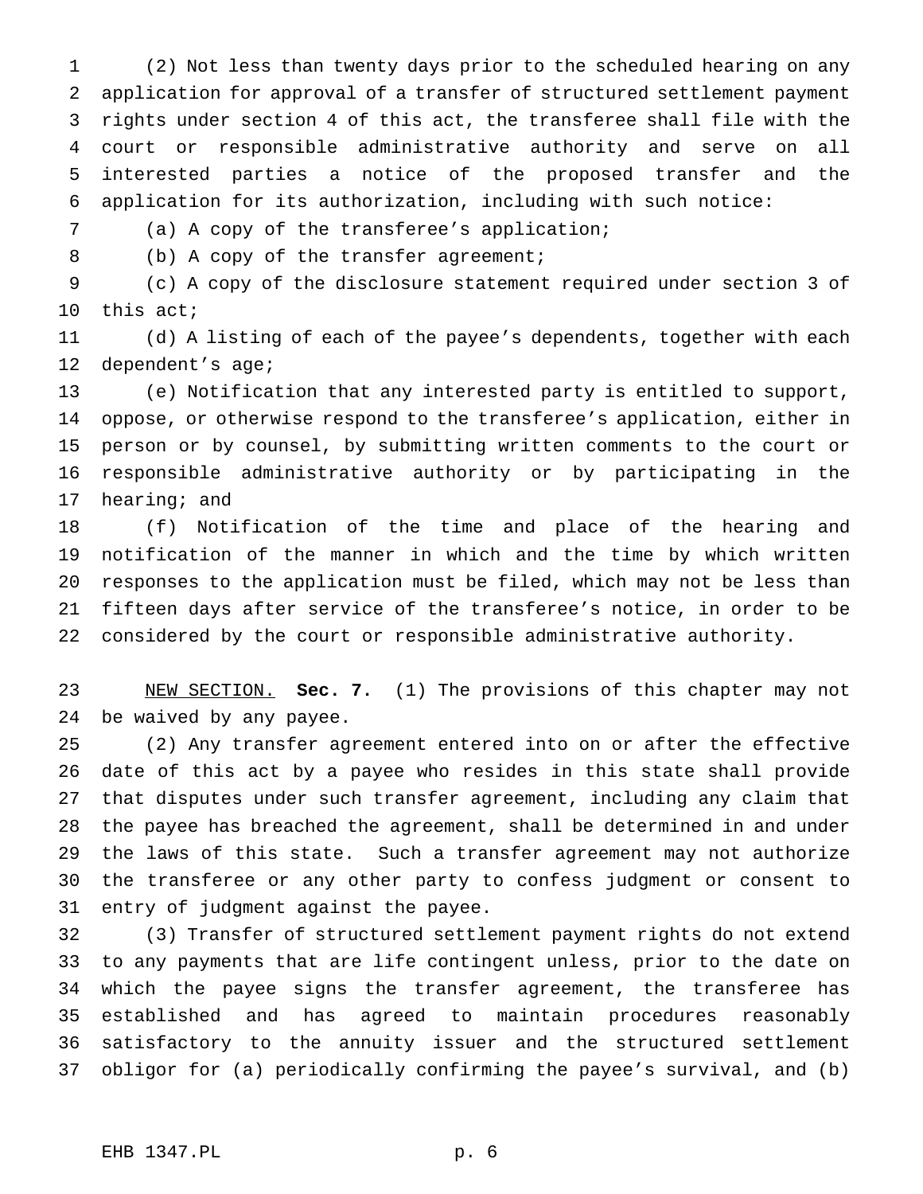(2) Not less than twenty days prior to the scheduled hearing on any application for approval of a transfer of structured settlement payment rights under section 4 of this act, the transferee shall file with the court or responsible administrative authority and serve on all interested parties a notice of the proposed transfer and the application for its authorization, including with such notice:

(a) A copy of the transferee's application;

(b) A copy of the transfer agreement;

(c) A copy of the disclosure statement required under section 3 of this act;

(d) A listing of each of the payee's dependents, together with each dependent's age;

(e) Notification that any interested party is entitled to support, oppose, or otherwise respond to the transferee's application, either in person or by counsel, by submitting written comments to the court or responsible administrative authority or by participating in the hearing; and

(f) Notification of the time and place of the hearing and notification of the manner in which and the time by which written responses to the application must be filed, which may not be less than fifteen days after service of the transferee's notice, in order to be considered by the court or responsible administrative authority.

NEW SECTION. **Sec. 7.** (1) The provisions of this chapter may not be waived by any payee.

(2) Any transfer agreement entered into on or after the effective date of this act by a payee who resides in this state shall provide that disputes under such transfer agreement, including any claim that the payee has breached the agreement, shall be determined in and under the laws of this state. Such a transfer agreement may not authorize the transferee or any other party to confess judgment or consent to entry of judgment against the payee.

(3) Transfer of structured settlement payment rights do not extend to any payments that are life contingent unless, prior to the date on which the payee signs the transfer agreement, the transferee has established and has agreed to maintain procedures reasonably satisfactory to the annuity issuer and the structured settlement obligor for (a) periodically confirming the payee's survival, and (b)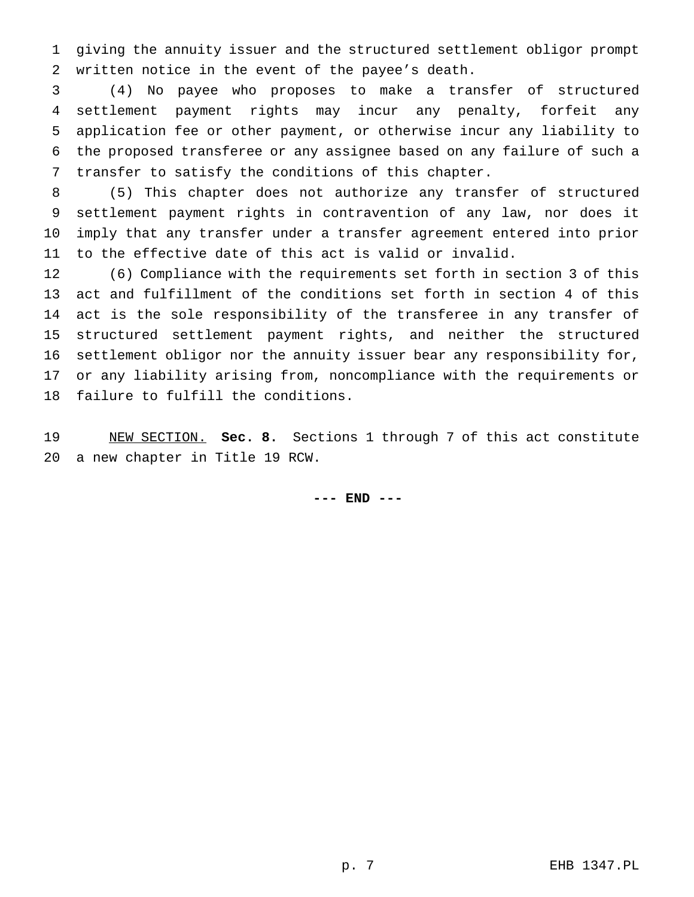giving the annuity issuer and the structured settlement obligor prompt written notice in the event of the payee's death.

(4) No payee who proposes to make a transfer of structured settlement payment rights may incur any penalty, forfeit any application fee or other payment, or otherwise incur any liability to the proposed transferee or any assignee based on any failure of such a transfer to satisfy the conditions of this chapter.

(5) This chapter does not authorize any transfer of structured settlement payment rights in contravention of any law, nor does it imply that any transfer under a transfer agreement entered into prior to the effective date of this act is valid or invalid.

(6) Compliance with the requirements set forth in section 3 of this act and fulfillment of the conditions set forth in section 4 of this act is the sole responsibility of the transferee in any transfer of structured settlement payment rights, and neither the structured settlement obligor nor the annuity issuer bear any responsibility for, or any liability arising from, noncompliance with the requirements or failure to fulfill the conditions.

NEW SECTION. **Sec. 8.** Sections 1 through 7 of this act constitute a new chapter in Title 19 RCW.

**--- END ---**